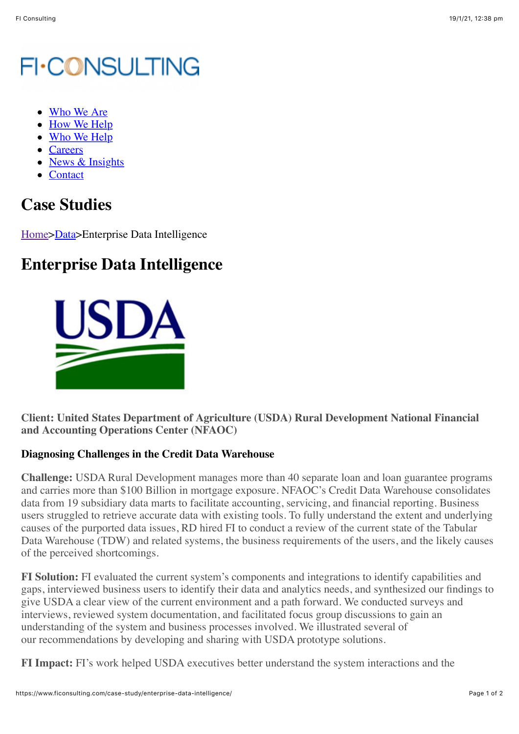FI·CONSULTING

- Who We Are
- How We Help
- Who We Help
- Careers
- News & Insights
- Contact

# Case Studies

Home>Data>Enterprise Data Intelligence

# Enterprise Data Intelligence

**Client: United States Department of Agriculture (USDA) Rural Development National Financial and Accounting Operations Center (NFAOC)**

**Diagnosing Challenges in the Credit Data Warehouse**

**Challenge:** USDA Rural Development manages more than 40 separate loan and loan guarantee programs and carries more than $100 Billion in mortgage exposure. NFAOC's Credit Data Warehouse consolidates data from 19 subsidiary data marts to facilitate accounting, servicing, and financial reporting. Business users struggled to retrieve accurate data with existing tools. To fully understand the extent and underlying causes of the purported data issues, RD hired FI to conduct a review of the current state of the Tabular Data Warehouse (TDW) and related systems, the business requirements of the users, and the likely causes of the perceived shortcomings.

**FI Solution:** FI evaluated the current system's components and integrations to identify capabilities and gaps, interviewed business users to identify their data and analytics needs, and synthesized our findings to give USDA a clear view of the current environment and a path forward. We conducted surveys and interviews, reviewed system documentation, and facilitated focus group discussions to gain an understanding of the system and business processes involved. We illustrated several of our recommendations by developing and sharing with USDA prototype solutions.

**FI Impact:** FI's work helped USDA executives better understand the system interactions and the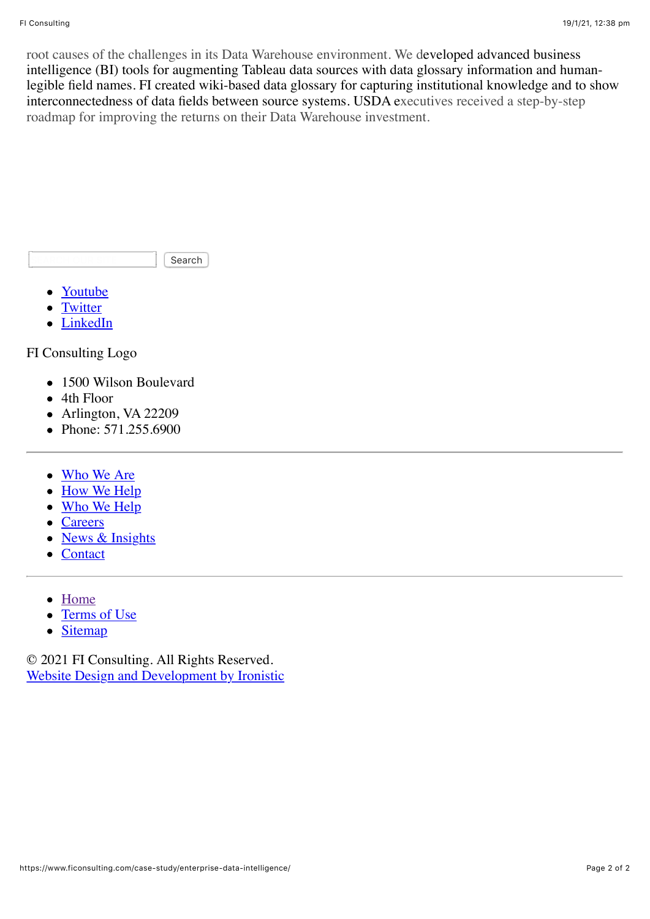root causes of the challenges in its Data Warehouse environment. We developed advanced business intelligence (BI) tools for augmenting Tableau data sources with data glossary information and human-legible field names. FI created wiki-based data glossary for capturing institutional knowledge and to show interconnectedness of data fields between source systems. USDA executives received a step-by-step roadmap for improving the returns on their Data Warehouse investment.

Search

- Youtube
- Twitter
- LinkedIn

FI Consulting Logo

- 1500 Wilson Boulevard
- 4th Floor
- Arlington, VA 22209
- Phone: 571.255.6900

---

- Who We Are
- How We Help
- Who We Help
- Careers
- News & Insights
- Contact

---

- Home
- Terms of Use
- Sitemap

© 2021 FI Consulting. All Rights Reserved.
Website Design and Development by Ironistic